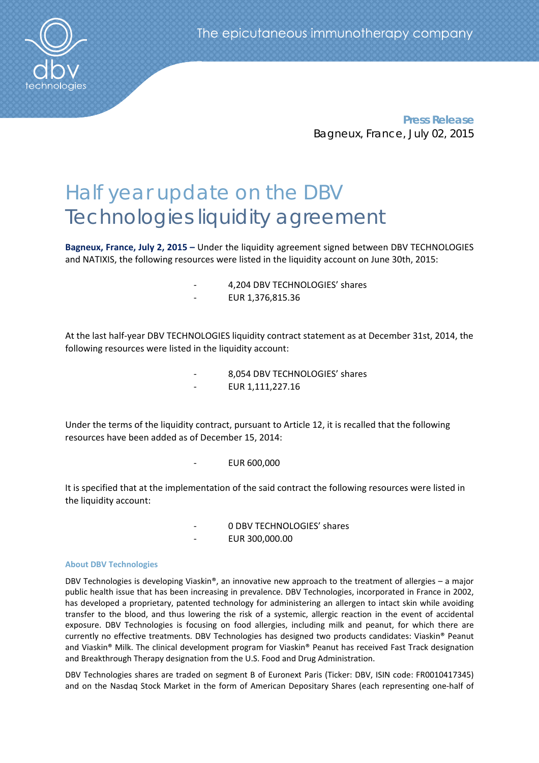The epicutaneous immunotherapy company

**Press Release**
Bagneux, France, July 02, 2015

# Half year update on the DBV Technologies liquidity agreement

**Bagneux, France, July 2, 2015 –** Under the liquidity agreement signed between DBV TECHNOLOGIES and NATIXIS, the following resources were listed in the liquidity account on June 30th, 2015:

- 4,204 DBV TECHNOLOGIES' shares
- EUR 1,376,815.36

At the last half-year DBV TECHNOLOGIES liquidity contract statement as at December 31st, 2014, the following resources were listed in the liquidity account:

- 8,054 DBV TECHNOLOGIES' shares
- EUR 1,111,227.16

Under the terms of the liquidity contract, pursuant to Article 12, it is recalled that the following resources have been added as of December 15, 2014:

- EUR 600,000

It is specified that at the implementation of the said contract the following resources were listed in the liquidity account:

- 0 DBV TECHNOLOGIES' shares
- EUR 300,000.00

**About DBV Technologies**

DBV Technologies is developing Viaskin®, an innovative new approach to the treatment of allergies – a major public health issue that has been increasing in prevalence. DBV Technologies, incorporated in France in 2002, has developed a proprietary, patented technology for administering an allergen to intact skin while avoiding transfer to the blood, and thus lowering the risk of a systemic, allergic reaction in the event of accidental exposure. DBV Technologies is focusing on food allergies, including milk and peanut, for which there are currently no effective treatments. DBV Technologies has designed two products candidates: Viaskin® Peanut and Viaskin® Milk. The clinical development program for Viaskin® Peanut has received Fast Track designation and Breakthrough Therapy designation from the U.S. Food and Drug Administration.

DBV Technologies shares are traded on segment B of Euronext Paris (Ticker: DBV, ISIN code: FR0010417345) and on the Nasdaq Stock Market in the form of American Depositary Shares (each representing one-half of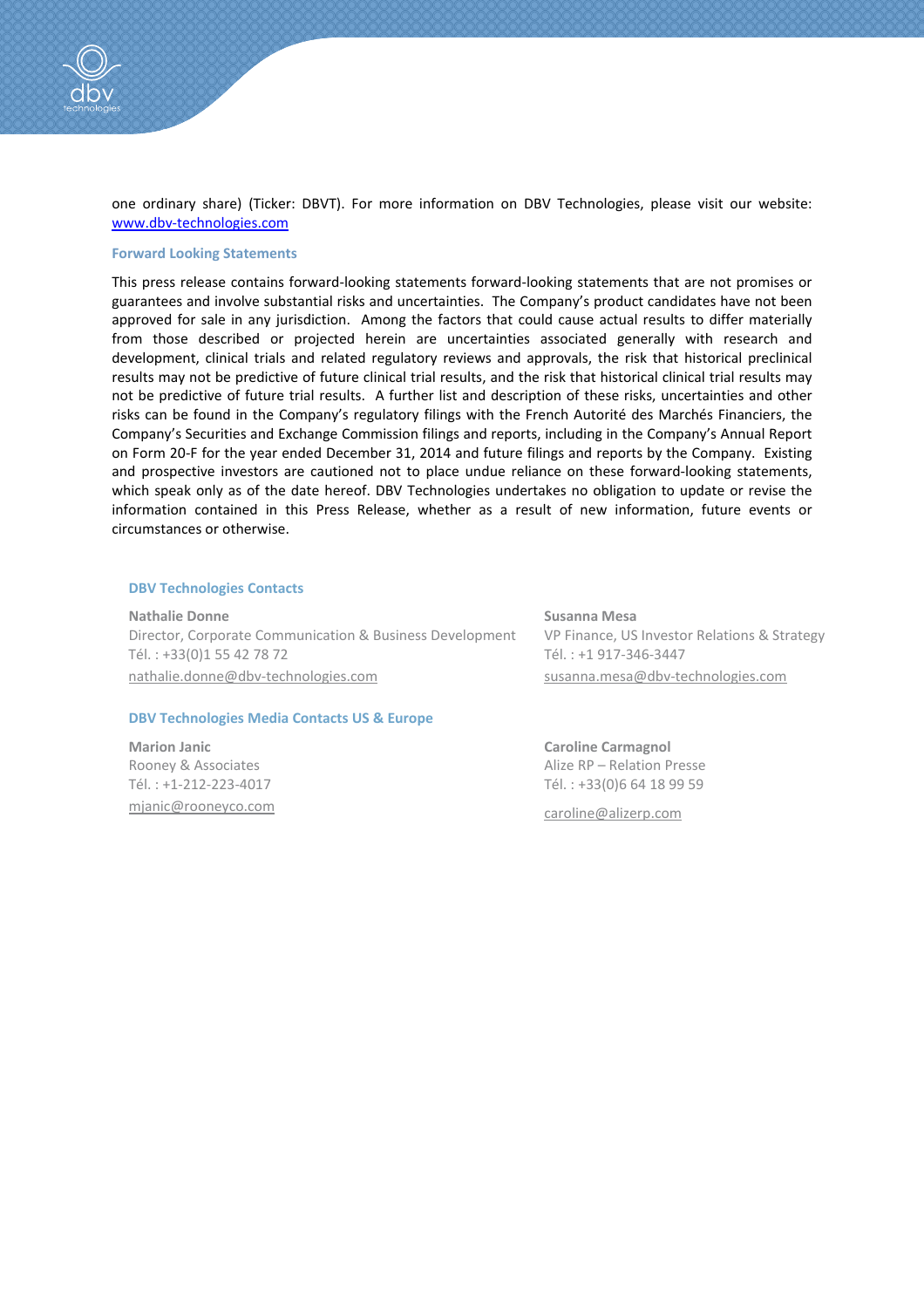one ordinary share) (Ticker: DBVT). For more information on DBV Technologies, please visit our website: www.dbv-technologies.com

### Forward Looking Statements

This press release contains forward-looking statements forward-looking statements that are not promises or guarantees and involve substantial risks and uncertainties. The Company's product candidates have not been approved for sale in any jurisdiction. Among the factors that could cause actual results to differ materially from those described or projected herein are uncertainties associated generally with research and development, clinical trials and related regulatory reviews and approvals, the risk that historical preclinical results may not be predictive of future clinical trial results, and the risk that historical clinical trial results may not be predictive of future trial results. A further list and description of these risks, uncertainties and other risks can be found in the Company's regulatory filings with the French Autorité des Marchés Financiers, the Company's Securities and Exchange Commission filings and reports, including in the Company's Annual Report on Form 20-F for the year ended December 31, 2014 and future filings and reports by the Company. Existing and prospective investors are cautioned not to place undue reliance on these forward-looking statements, which speak only as of the date hereof. DBV Technologies undertakes no obligation to update or revise the information contained in this Press Release, whether as a result of new information, future events or circumstances or otherwise.

### DBV Technologies Contacts

**Nathalie Donne**
Director, Corporate Communication & Business Development
Tél. : +33(0)1 55 42 78 72
nathalie.donne@dbv-technologies.com

**Susanna Mesa**
VP Finance, US Investor Relations & Strategy
Tél. : +1 917-346-3447
susanna.mesa@dbv-technologies.com

### DBV Technologies Media Contacts US & Europe

**Marion Janic**
Rooney & Associates
Tél. : +1-212-223-4017
mjanic@rooneyco.com

**Caroline Carmagnol**
Alize RP – Relation Presse
Tél. : +33(0)6 64 18 99 59
caroline@alizerp.com